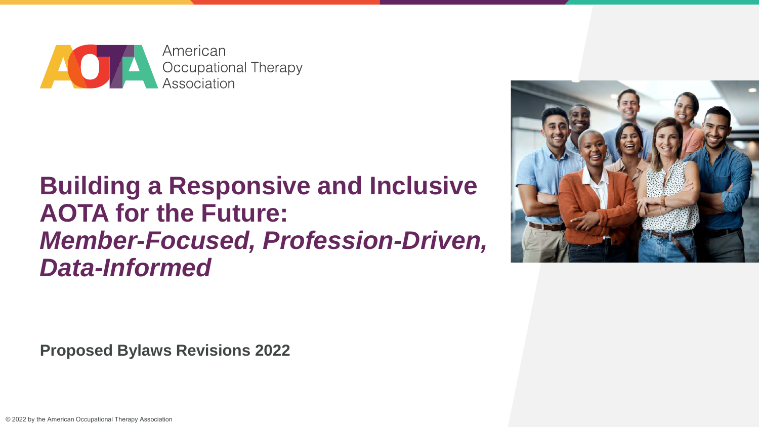American Occupational Therapy Association

# Building a Responsive and Inclusive AOTA for the Future: *Member-Focused, Profession-Driven, Data-Informed*

**Proposed Bylaws Revisions 2022**

© 2022 by the American Occupational Therapy Association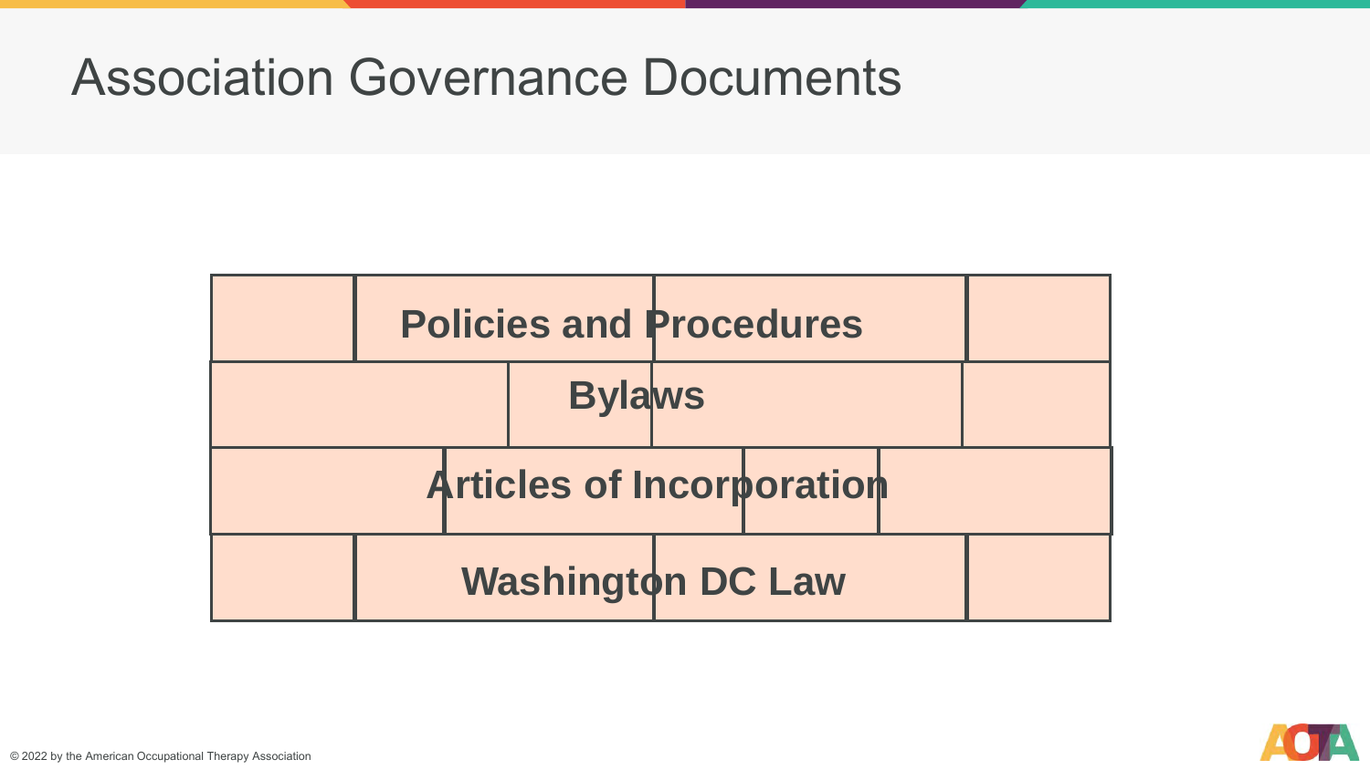# Association Governance Documents

- Policies and Procedures
- Bylaws
- Articles of Incorporation
- Washington DC Law

© 2022 by the American Occupational Therapy Association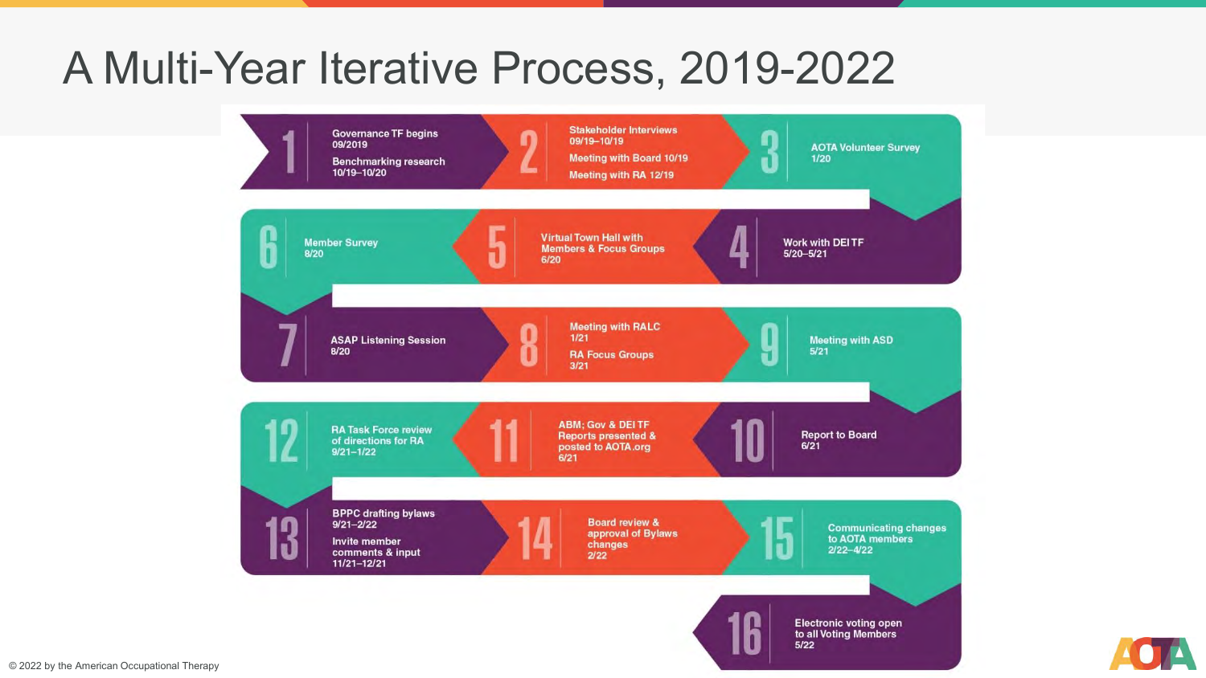# A Multi-Year Iterative Process, 2019-2022

1. Governance TF begins 09/2019
   Benchmarking research 10/19–10/20
2. Stakeholder Interviews 09/19–10/19
   Meeting with Board 10/19
   Meeting with RA 12/19
3. AOTA Volunteer Survey 1/20
4. Work with DEI TF 5/20–5/21
5. Virtual Town Hall with Members & Focus Groups 6/20
6. Member Survey 8/20
7. ASAP Listening Session 8/20
8. Meeting with RALC 1/21
   RA Focus Groups 3/21
9. Meeting with ASD 5/21
10. Report to Board 6/21
11. ABM: Gov & DEI TF Reports presented & posted to AOTA.org 6/21
12. RA Task Force review of directions for RA 9/21–1/22
13. BPPC drafting bylaws 9/21–2/22
    Invite member comments & input 11/21–12/21
14. Board review & approval of Bylaws changes 2/22
15. Communicating changes to AOTA members 2/22–4/22
16. Electronic voting open to all Voting Members 5/22

© 2022 by the American Occupational Therapy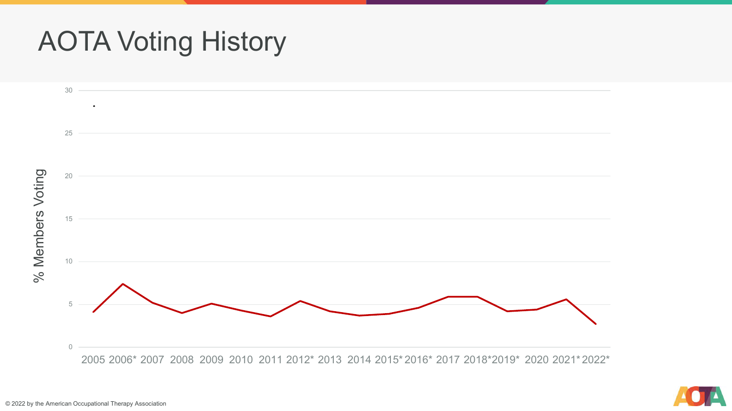# AOTA Voting History

% Members Voting

30
25
20
15
10
5
0

2005 2006* 2007 2008 2009 2010 2011 2012* 2013 2014 2015* 2016* 2017 2018* 2019* 2020 2021* 2022*

© 2022 by the American Occupational Therapy Association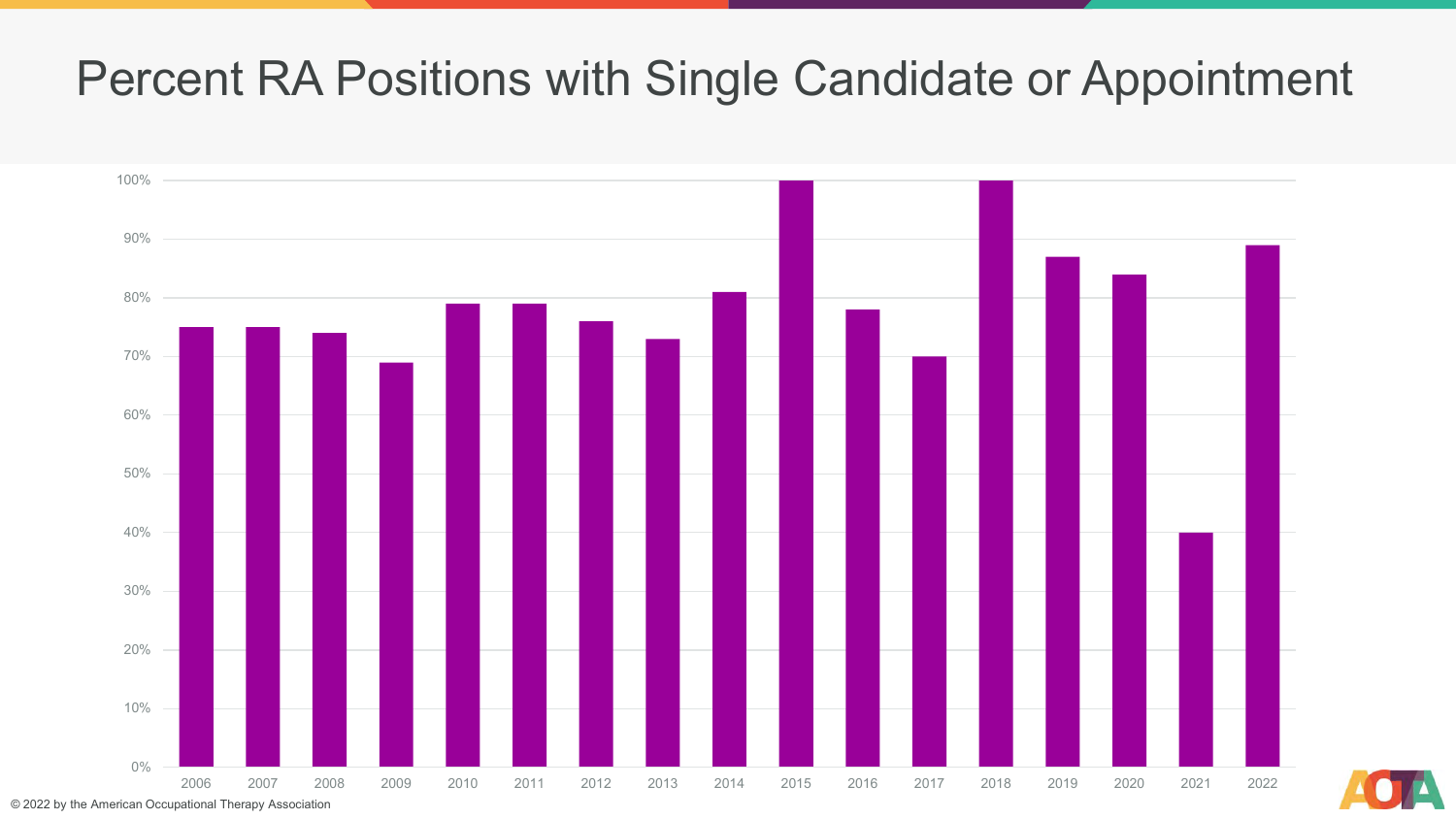# Percent RA Positions with Single Candidate or Appointment

| Year | Percent |
|---|---|
| 2006 | 75% |
| 2007 | 75% |
| 2008 | 74% |
| 2009 | 69% |
| 2010 | 79% |
| 2011 | 79% |
| 2012 | 76% |
| 2013 | 73% |
| 2014 | 81% |
| 2015 | 100% |
| 2016 | 78% |
| 2017 | 70% |
| 2018 | 100% |
| 2019 | 87% |
| 2020 | 84% |
| 2021 | 40% |
| 2022 | 89% |

© 2022 by the American Occupational Therapy Association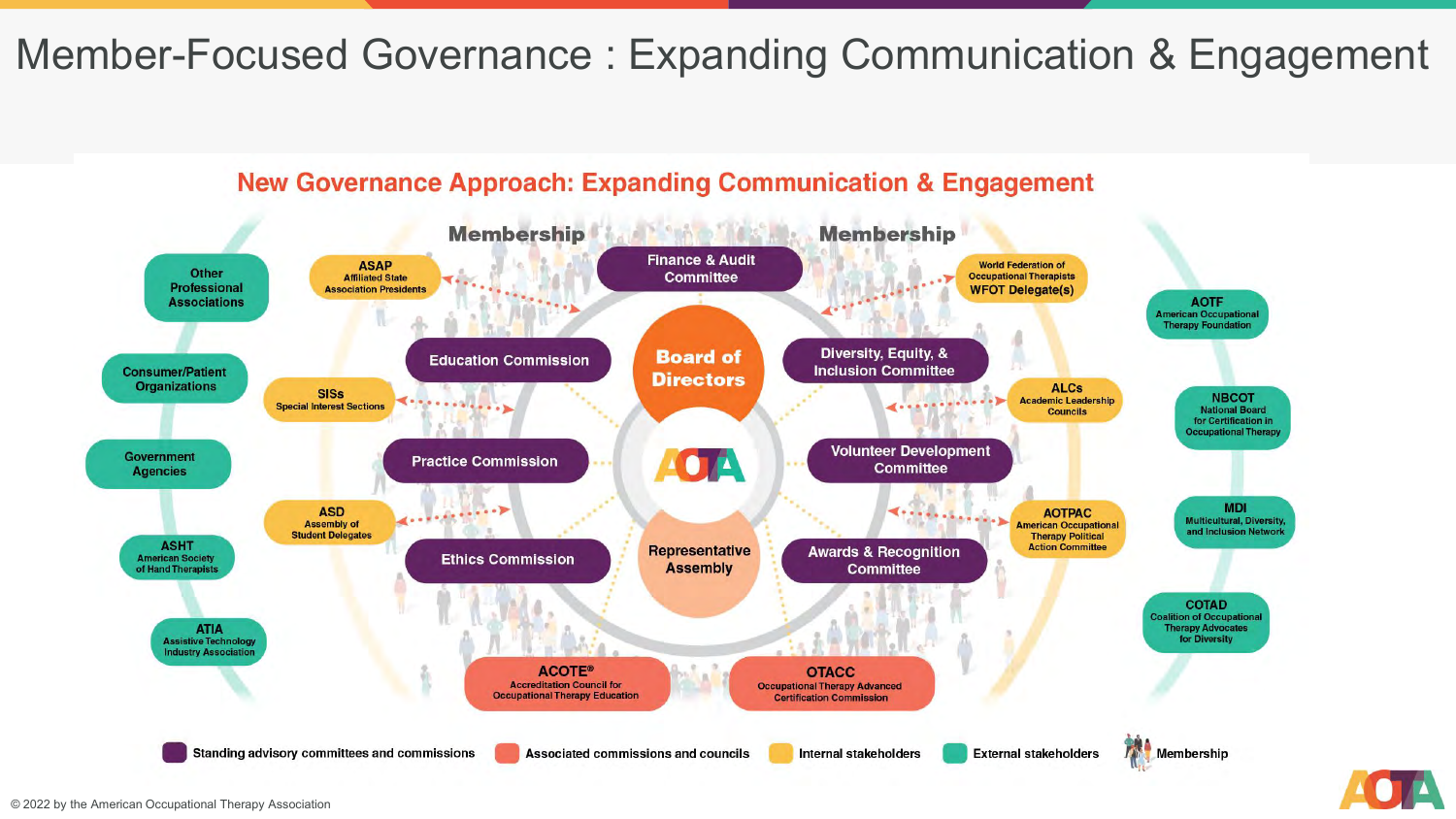# Member-Focused Governance : Expanding Communication & Engagement

## New Governance Approach: Expanding Communication & Engagement

**Membership** | **Membership**

**Board of Directors**

**AOTA**

**Representative Assembly**

**Standing advisory committees and commissions**
- Finance & Audit Committee
- Education Commission
- Practice Commission
- Ethics Commission
- Diversity, Equity, & Inclusion Committee
- Volunteer Development Committee
- Awards & Recognition Committee

**Associated commissions and councils**
- ACOTE® Accreditation Council for Occupational Therapy Education
- OTACC Occupational Therapy Advanced Certification Commission

**Internal stakeholders**
- ASAP Affiliated State Association Presidents
- SISs Special Interest Sections
- ASD Assembly of Student Delegates
- World Federation of Occupational Therapists WFOT Delegate(s)
- ALCs Academic Leadership Councils
- AOTPAC American Occupational Therapy Political Action Committee

**External stakeholders**
- Other Professional Associations
- Consumer/Patient Organizations
- Government Agencies
- ASHT American Society of Hand Therapists
- ATIA Assistive Technology Industry Association
- AOTF American Occupational Therapy Foundation
- NBCOT National Board for Certification in Occupational Therapy
- MDI Multicultural, Diversity, and Inclusion Network
- COTAD Coalition of Occupational Therapy Advocates for Diversity

**Membership**

© 2022 by the American Occupational Therapy Association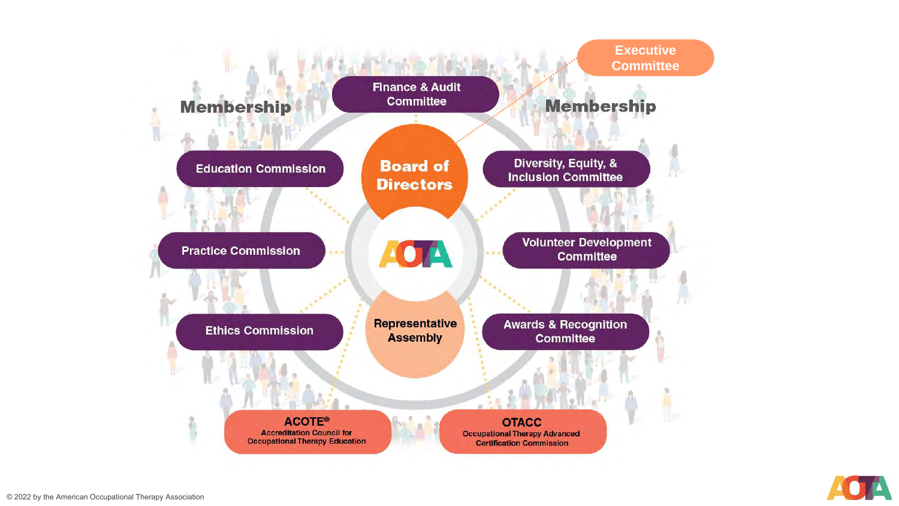Executive Committee

Finance & Audit Committee

Membership

Membership

Education Commission

Board of Directors

Diversity, Equity, & Inclusion Committee

Practice Commission

AOTA

Volunteer Development Committee

Ethics Commission

Representative Assembly

Awards & Recognition Committee

**ACOTE®**
Accreditation Council for Occupational Therapy Education

**OTACC**
Occupational Therapy Advanced Certification Commission

© 2022 by the American Occupational Therapy Association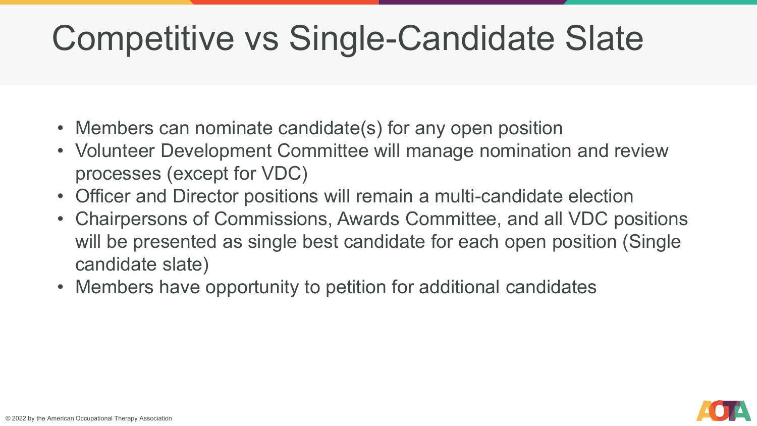# Competitive vs Single-Candidate Slate

- Members can nominate candidate(s) for any open position
- Volunteer Development Committee will manage nomination and review processes (except for VDC)
- Officer and Director positions will remain a multi-candidate election
- Chairpersons of Commissions, Awards Committee, and all VDC positions will be presented as single best candidate for each open position (Single candidate slate)
- Members have opportunity to petition for additional candidates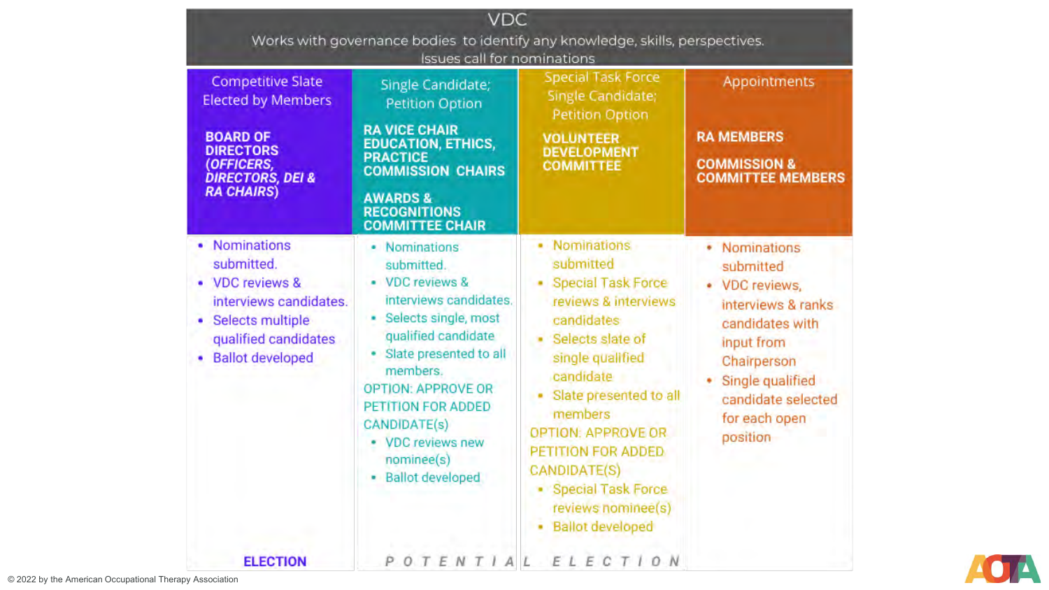# VDC

Works with governance bodies to identify any knowledge, skills, perspectives. Issues call for nominations

| Competitive Slate Elected by Members | Single Candidate; Petition Option | Special Task Force Single Candidate; Petition Option | Appointments |
|---|---|---|---|
| **BOARD OF DIRECTORS (*OFFICERS, DIRECTORS, DEI & RA CHAIRS*)** | **RA VICE CHAIR EDUCATION, ETHICS, PRACTICE COMMISSION CHAIRS**<br><br>**AWARDS & RECOGNITIONS COMMITTEE CHAIR** | **VOLUNTEER DEVELOPMENT COMMITTEE** | **RA MEMBERS**<br><br>**COMMISSION & COMMITTEE MEMBERS** |
| • Nominations submitted.<br>• VDC reviews & interviews candidates.<br>• Selects multiple qualified candidates<br>• Ballot developed | • Nominations submitted.<br>• VDC reviews & interviews candidates.<br>• Selects single, most qualified candidate<br>• Slate presented to all members.<br>OPTION: APPROVE OR PETITION FOR ADDED CANDIDATE(s)<br>• VDC reviews new nominee(s)<br>• Ballot developed | • Nominations submitted<br>• Special Task Force reviews & interviews candidates<br>• Selects slate of single qualified candidate<br>• Slate presented to all members<br>OPTION: APPROVE OR PETITION FOR ADDED CANDIDATE(S)<br>• Special Task Force reviews nominee(s)<br>• Ballot developed | • Nominations submitted<br>• VDC reviews, interviews & ranks candidates with input from Chairperson<br>• Single qualified candidate selected for each open position |
| **ELECTION** | POTENTIAL | ELECTION | |

© 2022 by the American Occupational Therapy Association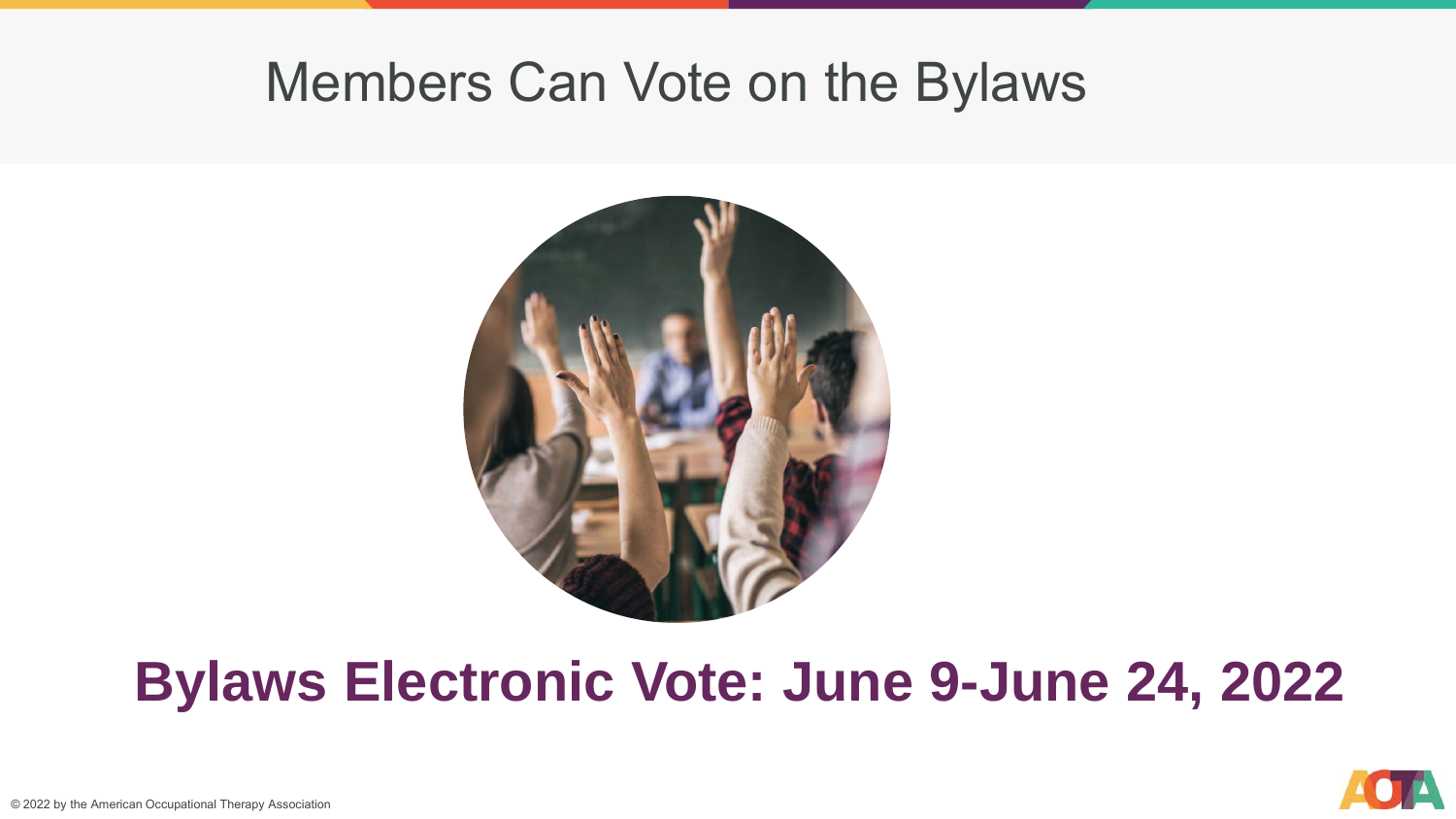# Members Can Vote on the Bylaws

**Bylaws Electronic Vote: June 9-June 24, 2022**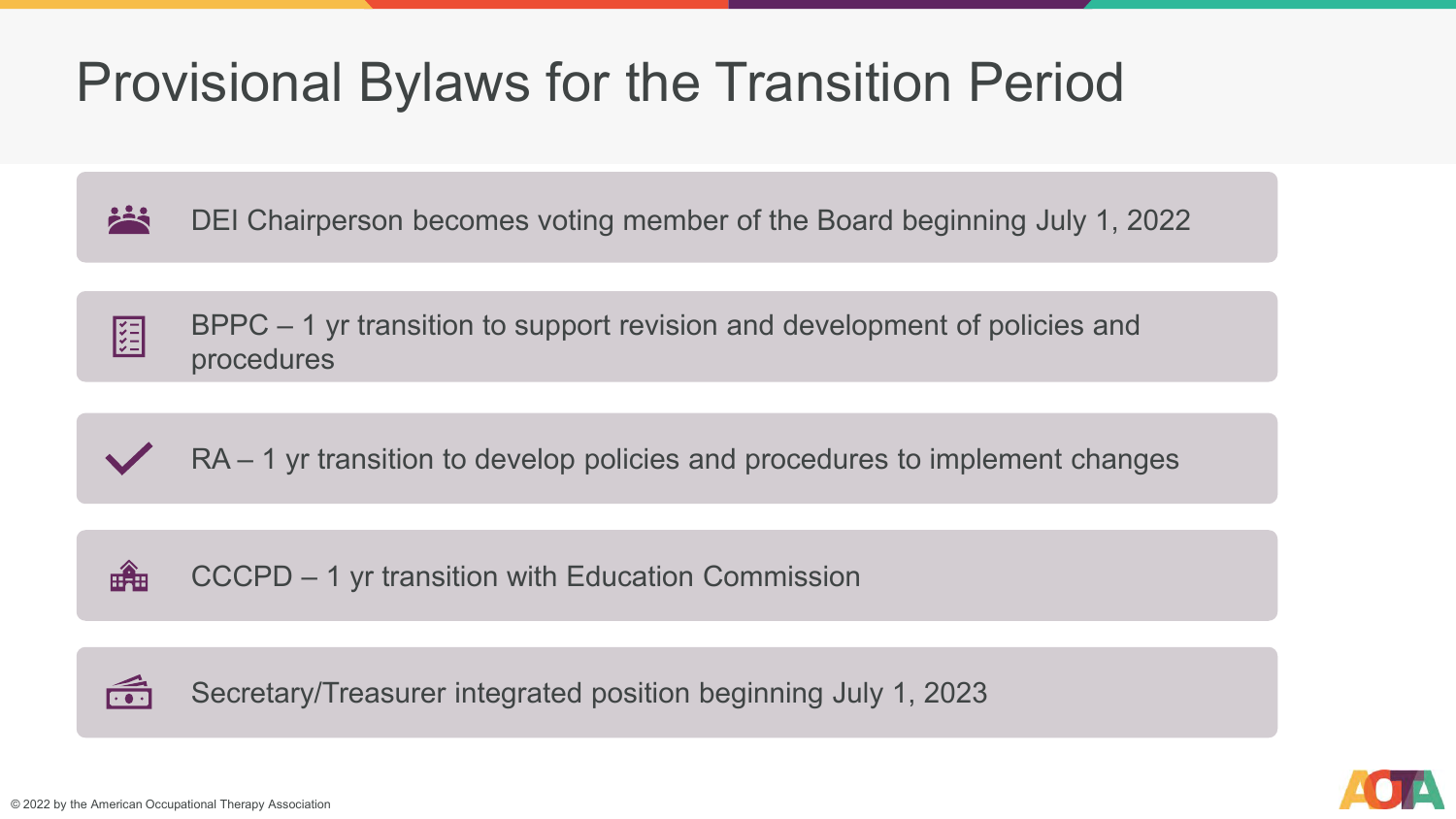# Provisional Bylaws for the Transition Period

- DEI Chairperson becomes voting member of the Board beginning July 1, 2022
- BPPC – 1 yr transition to support revision and development of policies and procedures
- RA – 1 yr transition to develop policies and procedures to implement changes
- CCCPD – 1 yr transition with Education Commission
- Secretary/Treasurer integrated position beginning July 1, 2023

© 2022 by the American Occupational Therapy Association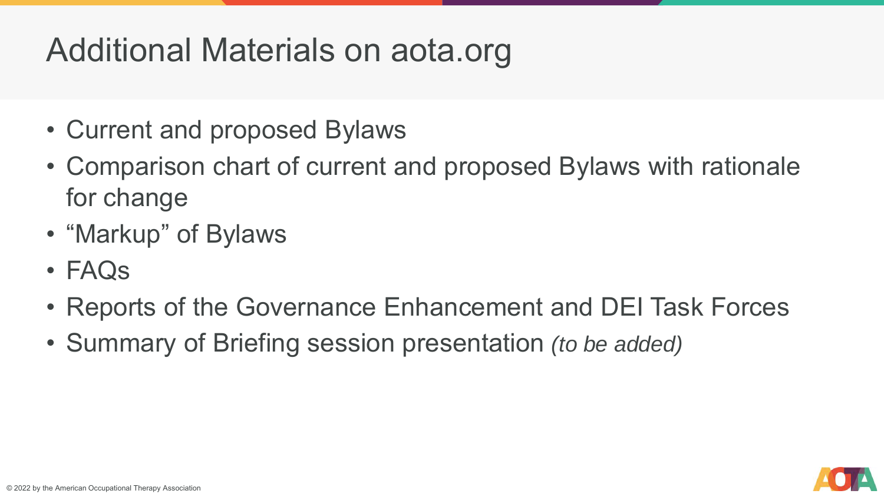# Additional Materials on aota.org

- Current and proposed Bylaws
- Comparison chart of current and proposed Bylaws with rationale for change
- "Markup" of Bylaws
- FAQs
- Reports of the Governance Enhancement and DEI Task Forces
- Summary of Briefing session presentation *(to be added)*

© 2022 by the American Occupational Therapy Association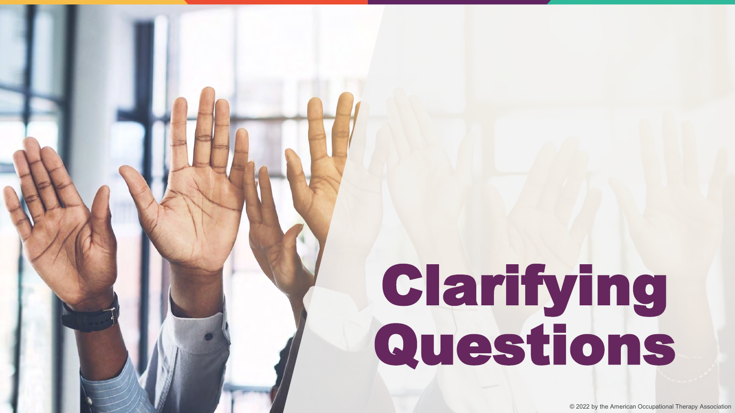# Clarifying Questions

© 2022 by the American Occupational Therapy Association